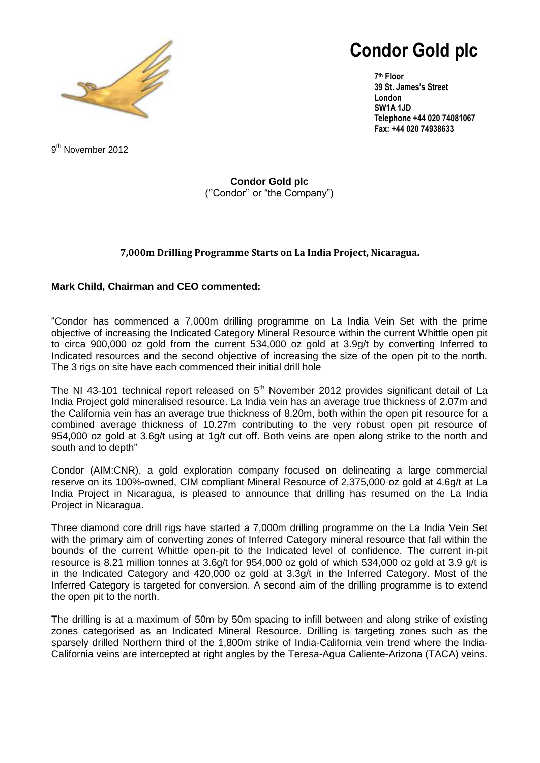# Condor Gold plc

**7th Floor**
**39 St. James's Street**
**London**
**SW1A 1JD**
**Telephone +44 020 74081067**
**Fax: +44 020 74938633**

9th November 2012

**Condor Gold plc**
(''Condor'' or "the Company")

**7,000m Drilling Programme Starts on La India Project, Nicaragua.**

**Mark Child, Chairman and CEO commented:**

"Condor has commenced a 7,000m drilling programme on La India Vein Set with the prime objective of increasing the Indicated Category Mineral Resource within the current Whittle open pit to circa 900,000 oz gold from the current 534,000 oz gold at 3.9g/t by converting Inferred to Indicated resources and the second objective of increasing the size of the open pit to the north. The 3 rigs on site have each commenced their initial drill hole

The NI 43-101 technical report released on 5th November 2012 provides significant detail of La India Project gold mineralised resource. La India vein has an average true thickness of 2.07m and the California vein has an average true thickness of 8.20m, both within the open pit resource for a combined average thickness of 10.27m contributing to the very robust open pit resource of 954,000 oz gold at 3.6g/t using at 1g/t cut off. Both veins are open along strike to the north and south and to depth"

Condor (AIM:CNR), a gold exploration company focused on delineating a large commercial reserve on its 100%-owned, CIM compliant Mineral Resource of 2,375,000 oz gold at 4.6g/t at La India Project in Nicaragua, is pleased to announce that drilling has resumed on the La India Project in Nicaragua.

Three diamond core drill rigs have started a 7,000m drilling programme on the La India Vein Set with the primary aim of converting zones of Inferred Category mineral resource that fall within the bounds of the current Whittle open-pit to the Indicated level of confidence. The current in-pit resource is 8.21 million tonnes at 3.6g/t for 954,000 oz gold of which 534,000 oz gold at 3.9 g/t is in the Indicated Category and 420,000 oz gold at 3.3g/t in the Inferred Category. Most of the Inferred Category is targeted for conversion. A second aim of the drilling programme is to extend the open pit to the north.

The drilling is at a maximum of 50m by 50m spacing to infill between and along strike of existing zones categorised as an Indicated Mineral Resource. Drilling is targeting zones such as the sparsely drilled Northern third of the 1,800m strike of India-California vein trend where the India-California veins are intercepted at right angles by the Teresa-Agua Caliente-Arizona (TACA) veins.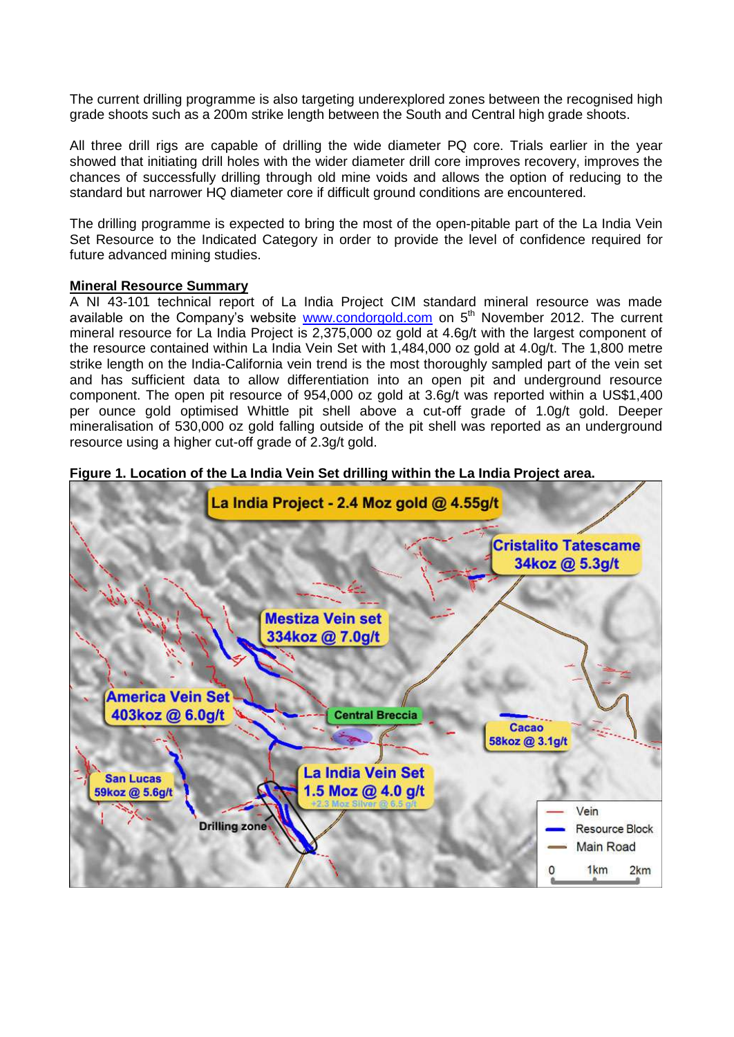The current drilling programme is also targeting underexplored zones between the recognised high grade shoots such as a 200m strike length between the South and Central high grade shoots.

All three drill rigs are capable of drilling the wide diameter PQ core. Trials earlier in the year showed that initiating drill holes with the wider diameter drill core improves recovery, improves the chances of successfully drilling through old mine voids and allows the option of reducing to the standard but narrower HQ diameter core if difficult ground conditions are encountered.

The drilling programme is expected to bring the most of the open-pitable part of the La India Vein Set Resource to the Indicated Category in order to provide the level of confidence required for future advanced mining studies.

**Mineral Resource Summary**

A NI 43-101 technical report of La India Project CIM standard mineral resource was made available on the Company's website www.condorgold.com on 5th November 2012. The current mineral resource for La India Project is 2,375,000 oz gold at 4.6g/t with the largest component of the resource contained within La India Vein Set with 1,484,000 oz gold at 4.0g/t. The 1,800 metre strike length on the India-California vein trend is the most thoroughly sampled part of the vein set and has sufficient data to allow differentiation into an open pit and underground resource component. The open pit resource of 954,000 oz gold at 3.6g/t was reported within a US$1,400 per ounce gold optimised Whittle pit shell above a cut-off grade of 1.0g/t gold. Deeper mineralisation of 530,000 oz gold falling outside of the pit shell was reported as an underground resource using a higher cut-off grade of 2.3g/t gold.

**Figure 1. Location of the La India Vein Set drilling within the La India Project area.**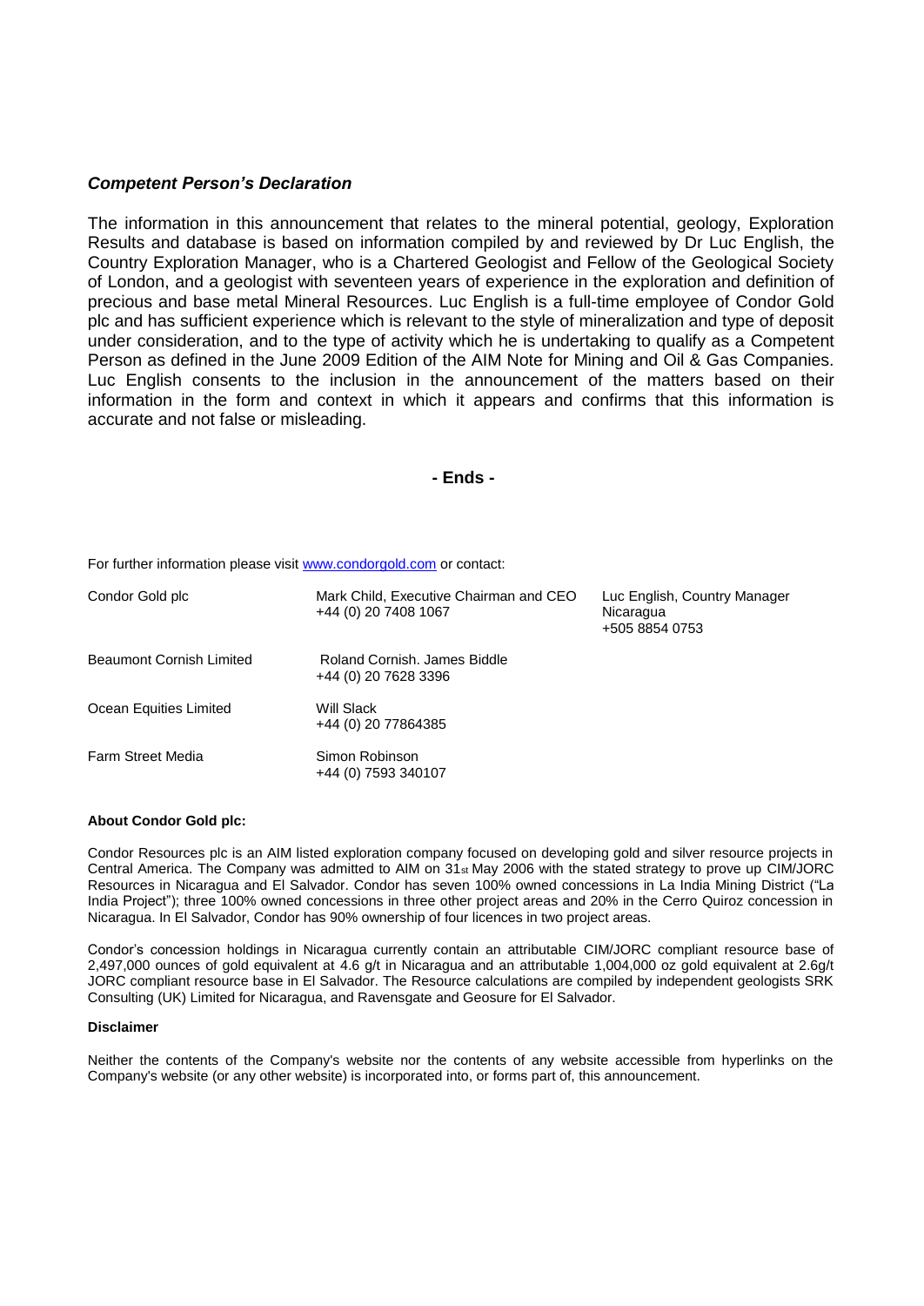### *Competent Person's Declaration*

The information in this announcement that relates to the mineral potential, geology, Exploration Results and database is based on information compiled by and reviewed by Dr Luc English, the Country Exploration Manager, who is a Chartered Geologist and Fellow of the Geological Society of London, and a geologist with seventeen years of experience in the exploration and definition of precious and base metal Mineral Resources. Luc English is a full-time employee of Condor Gold plc and has sufficient experience which is relevant to the style of mineralization and type of deposit under consideration, and to the type of activity which he is undertaking to qualify as a Competent Person as defined in the June 2009 Edition of the AIM Note for Mining and Oil & Gas Companies. Luc English consents to the inclusion in the announcement of the matters based on their information in the form and context in which it appears and confirms that this information is accurate and not false or misleading.

**- Ends -**

For further information please visit www.condorgold.com or contact:

| | | |
|---|---|---|
| Condor Gold plc | Mark Child, Executive Chairman and CEO<br>+44 (0) 20 7408 1067 | Luc English, Country Manager Nicaragua<br>+505 8854 0753 |
| Beaumont Cornish Limited | Roland Cornish. James Biddle<br>+44 (0) 20 7628 3396 | |
| Ocean Equities Limited | Will Slack<br>+44 (0) 20 77864385 | |
| Farm Street Media | Simon Robinson<br>+44 (0) 7593 340107 | |

**About Condor Gold plc:**

Condor Resources plc is an AIM listed exploration company focused on developing gold and silver resource projects in Central America. The Company was admitted to AIM on 31st May 2006 with the stated strategy to prove up CIM/JORC Resources in Nicaragua and El Salvador. Condor has seven 100% owned concessions in La India Mining District ("La India Project"); three 100% owned concessions in three other project areas and 20% in the Cerro Quiroz concession in Nicaragua. In El Salvador, Condor has 90% ownership of four licences in two project areas.

Condor's concession holdings in Nicaragua currently contain an attributable CIM/JORC compliant resource base of 2,497,000 ounces of gold equivalent at 4.6 g/t in Nicaragua and an attributable 1,004,000 oz gold equivalent at 2.6g/t JORC compliant resource base in El Salvador. The Resource calculations are compiled by independent geologists SRK Consulting (UK) Limited for Nicaragua, and Ravensgate and Geosure for El Salvador.

**Disclaimer**

Neither the contents of the Company's website nor the contents of any website accessible from hyperlinks on the Company's website (or any other website) is incorporated into, or forms part of, this announcement.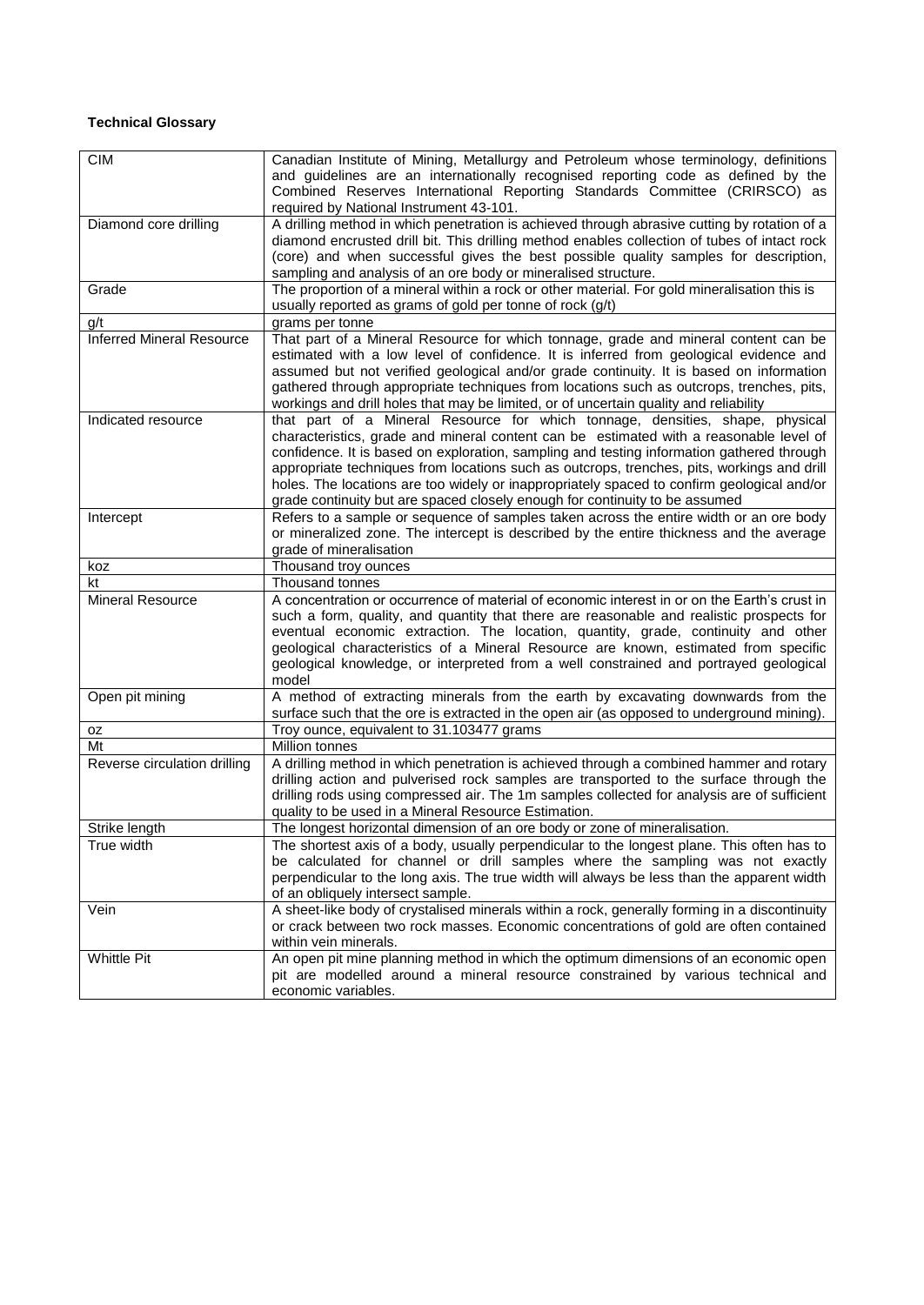**Technical Glossary**

| | |
|---|---|
| CIM | Canadian Institute of Mining, Metallurgy and Petroleum whose terminology, definitions and guidelines are an internationally recognised reporting code as defined by the Combined Reserves International Reporting Standards Committee (CRIRSCO) as required by National Instrument 43-101. |
| Diamond core drilling | A drilling method in which penetration is achieved through abrasive cutting by rotation of a diamond encrusted drill bit. This drilling method enables collection of tubes of intact rock (core) and when successful gives the best possible quality samples for description, sampling and analysis of an ore body or mineralised structure. |
| Grade | The proportion of a mineral within a rock or other material. For gold mineralisation this is usually reported as grams of gold per tonne of rock (g/t) |
| g/t | grams per tonne |
| Inferred Mineral Resource | That part of a Mineral Resource for which tonnage, grade and mineral content can be estimated with a low level of confidence. It is inferred from geological evidence and assumed but not verified geological and/or grade continuity. It is based on information gathered through appropriate techniques from locations such as outcrops, trenches, pits, workings and drill holes that may be limited, or of uncertain quality and reliability |
| Indicated resource | that part of a Mineral Resource for which tonnage, densities, shape, physical characteristics, grade and mineral content can be estimated with a reasonable level of confidence. It is based on exploration, sampling and testing information gathered through appropriate techniques from locations such as outcrops, trenches, pits, workings and drill holes. The locations are too widely or inappropriately spaced to confirm geological and/or grade continuity but are spaced closely enough for continuity to be assumed |
| Intercept | Refers to a sample or sequence of samples taken across the entire width or an ore body or mineralized zone. The intercept is described by the entire thickness and the average grade of mineralisation |
| koz | Thousand troy ounces |
| kt | Thousand tonnes |
| Mineral Resource | A concentration or occurrence of material of economic interest in or on the Earth's crust in such a form, quality, and quantity that there are reasonable and realistic prospects for eventual economic extraction. The location, quantity, grade, continuity and other geological characteristics of a Mineral Resource are known, estimated from specific geological knowledge, or interpreted from a well constrained and portrayed geological model |
| Open pit mining | A method of extracting minerals from the earth by excavating downwards from the surface such that the ore is extracted in the open air (as opposed to underground mining). |
| oz | Troy ounce, equivalent to 31.103477 grams |
| Mt | Million tonnes |
| Reverse circulation drilling | A drilling method in which penetration is achieved through a combined hammer and rotary drilling action and pulverised rock samples are transported to the surface through the drilling rods using compressed air. The 1m samples collected for analysis are of sufficient quality to be used in a Mineral Resource Estimation. |
| Strike length | The longest horizontal dimension of an ore body or zone of mineralisation. |
| True width | The shortest axis of a body, usually perpendicular to the longest plane. This often has to be calculated for channel or drill samples where the sampling was not exactly perpendicular to the long axis. The true width will always be less than the apparent width of an obliquely intersect sample. |
| Vein | A sheet-like body of crystalised minerals within a rock, generally forming in a discontinuity or crack between two rock masses. Economic concentrations of gold are often contained within vein minerals. |
| Whittle Pit | An open pit mine planning method in which the optimum dimensions of an economic open pit are modelled around a mineral resource constrained by various technical and economic variables. |